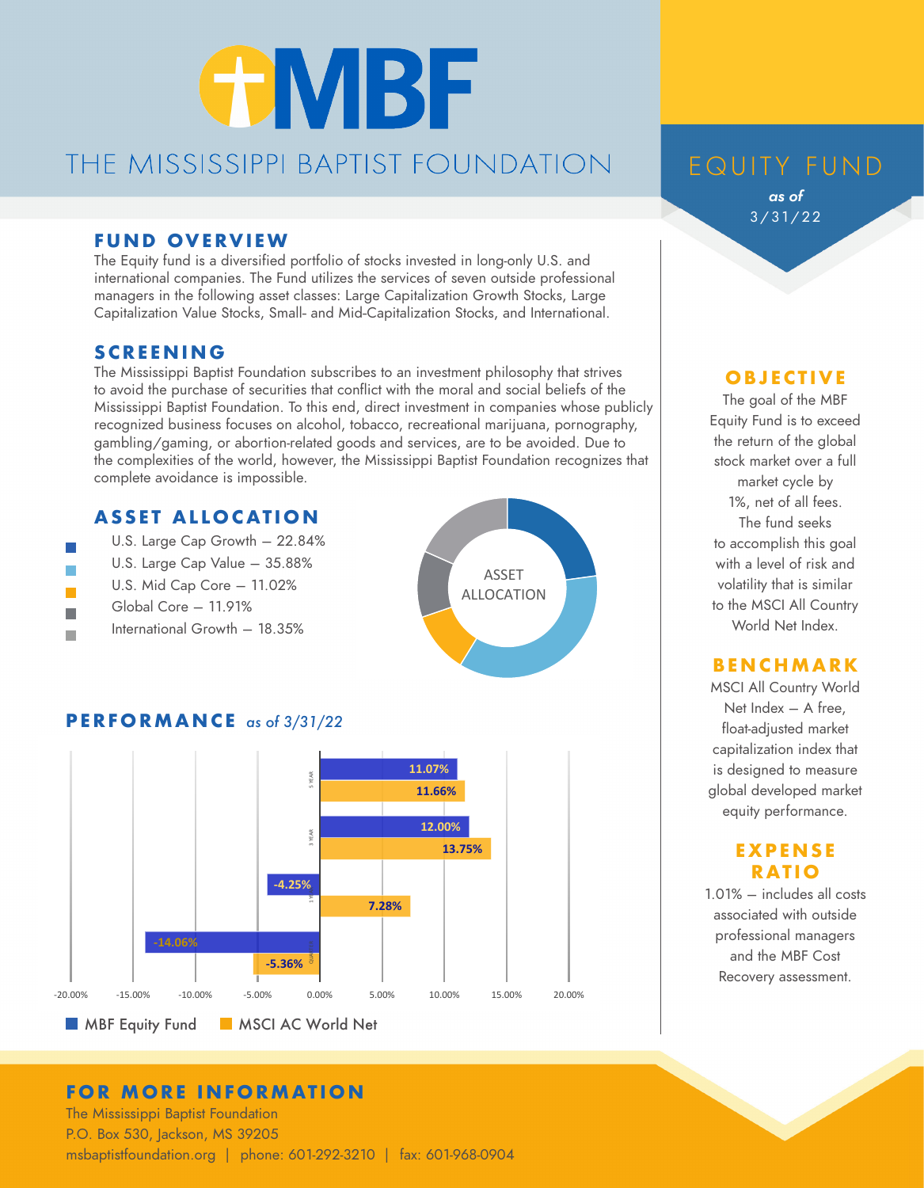# THE MISSISSIPPI BAPTIST FOUNDATION

# EQUITY FUND

*as of* 3/31/22

## FUND OVERVIEW

The Equity fund is a diversified portfolio of stocks invested in long-only U.S. and international companies. The Fund utilizes the services of seven outside professional managers in the following asset classes: Large Capitalization Growth Stocks, Large Capitalization Value Stocks, Small- and Mid-Capitalization Stocks, and International.

## SCREENING

The Mississippi Baptist Foundation subscribes to an investment philosophy that strives to avoid the purchase of securities that conflict with the moral and social beliefs of the Mississippi Baptist Foundation. To this end, direct investment in companies whose publicly recognized business focuses on alcohol, tobacco, recreational marijuana, pornography, gambling/gaming, or abortion-related goods and services, are to be avoided. Due to the complexities of the world, however, the Mississippi Baptist Foundation recognizes that complete avoidance is impossible.

## ASSET ALLOCATION

- U.S. Large Cap Growth – 22.84%
- U.S. Large Cap Value – 35.88%
- U.S. Mid Cap Core – 11.02%
- Global Core – 11.91%
- International Growth – 18.35%

## PERFORMANCE *as of 3/31/22*

| Period | MBF Equity Fund | MSCI AC World Net |
|---|---|---|
| 5 YEAR | 11.07% | 11.66% |
| 3 YEAR | 12.00% | 13.75% |
| 1 YEAR | -4.25% | 7.28% |
| QUARTER | -14.06% | -5.36% |

## OBJECTIVE

The goal of the MBF Equity Fund is to exceed the return of the global stock market over a full market cycle by 1%, net of all fees. The fund seeks to accomplish this goal with a level of risk and volatility that is similar to the MSCI All Country World Net Index.

## BENCHMARK

MSCI All Country World Net Index – A free, float-adjusted market capitalization index that is designed to measure global developed market equity performance.

## EXPENSE RATIO

1.01% – includes all costs associated with outside professional managers and the MBF Cost Recovery assessment.

## FOR MORE INFORMATION

The Mississippi Baptist Foundation
P.O. Box 530, Jackson, MS 39205
msbaptistfoundation.org | phone: 601-292-3210 | fax: 601-968-0904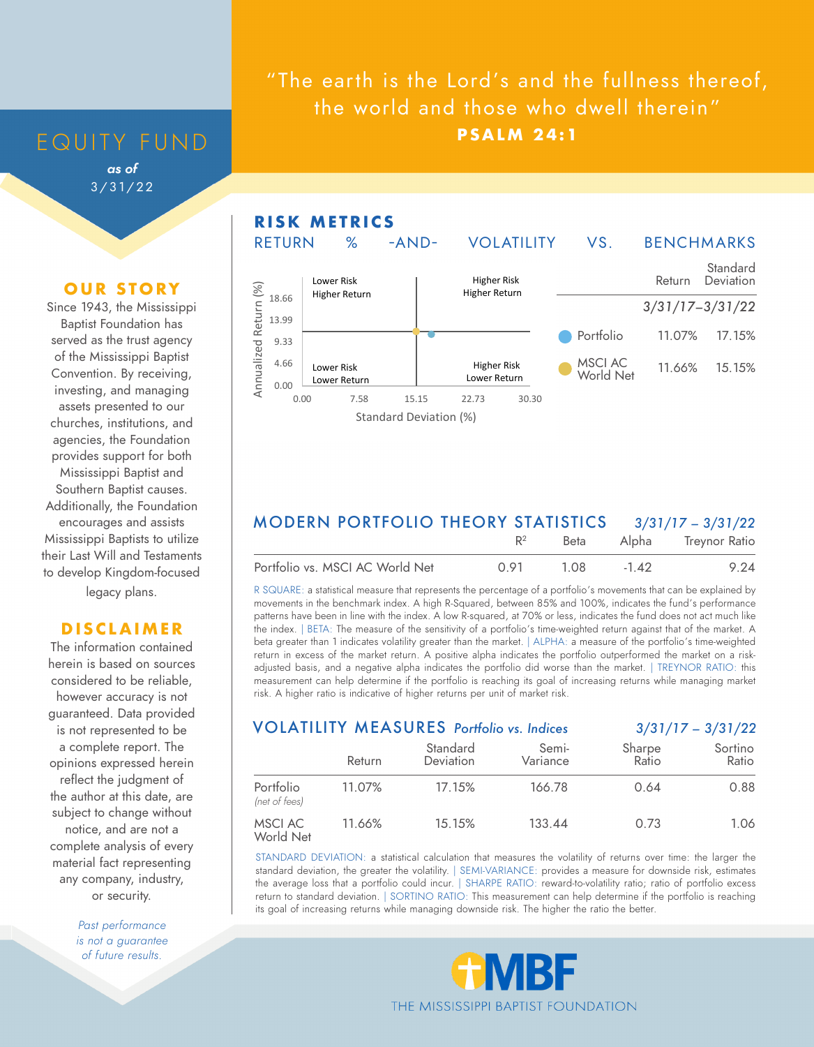# EQUITY FUND

*as of* 3/31/22

"The earth is the Lord's and the fullness thereof, the world and those who dwell therein"

**PSALM 24:1**

## OUR STORY

Since 1943, the Mississippi Baptist Foundation has served as the trust agency of the Mississippi Baptist Convention. By receiving, investing, and managing assets presented to our churches, institutions, and agencies, the Foundation provides support for both Mississippi Baptist and Southern Baptist causes. Additionally, the Foundation encourages and assists Mississippi Baptists to utilize their Last Will and Testaments to develop Kingdom-focused legacy plans.

## DISCLAIMER

The information contained herein is based on sources considered to be reliable, however accuracy is not guaranteed. Data provided is not represented to be a complete report. The opinions expressed herein reflect the judgment of the author at this date, are subject to change without notice, and are not a complete analysis of every material fact representing any company, industry, or security.

*Past performance is not a guarantee of future results.*

## RISK METRICS

RETURN % -AND- VOLATILITY VS. BENCHMARKS

Annualized Return (%)
18.66
13.99
9.33
4.66
0.00
0.00 7.58 15.15 22.73 30.30
Standard Deviation (%)
Lower Risk Higher Return
Higher Risk Higher Return
Lower Risk Lower Return
Higher Risk Lower Return

| | Return | Standard Deviation |
|---|---|---|
| | 3/31/17–3/31/22 | |
| Portfolio | 11.07% | 17.15% |
| MSCI AC World Net | 11.66% | 15.15% |

## MODERN PORTFOLIO THEORY STATISTICS *3/31/17 – 3/31/22*

| | $R^2$ | Beta | Alpha | Treynor Ratio |
|---|---|---|---|---|
| Portfolio vs. MSCI AC World Net | 0.91 | 1.08 | -1.42 | 9.24 |

R SQUARE: a statistical measure that represents the percentage of a portfolio's movements that can be explained by movements in the benchmark index. A high R-Squared, between 85% and 100%, indicates the fund's performance patterns have been in line with the index. A low R-squared, at 70% or less, indicates the fund does not act much like the index. | BETA: The measure of the sensitivity of a portfolio's time-weighted return against that of the market. A beta greater than 1 indicates volatility greater than the market. | ALPHA: a measure of the portfolio's time-weighted return in excess of the market return. A positive alpha indicates the portfolio outperformed the market on a risk-adjusted basis, and a negative alpha indicates the portfolio did worse than the market. | TREYNOR RATIO: this measurement can help determine if the portfolio is reaching its goal of increasing returns while managing market risk. A higher ratio is indicative of higher returns per unit of market risk.

## VOLATILITY MEASURES *Portfolio vs. Indices* *3/31/17 – 3/31/22*

| | Return | Standard Deviation | Semi-Variance | Sharpe Ratio | Sortino Ratio |
|---|---|---|---|---|---|
| Portfolio *(net of fees)* | 11.07% | 17.15% | 166.78 | 0.64 | 0.88 |
| MSCI AC World Net | 11.66% | 15.15% | 133.44 | 0.73 | 1.06 |

STANDARD DEVIATION: a statistical calculation that measures the volatility of returns over time: the larger the standard deviation, the greater the volatility. | SEMI-VARIANCE: provides a measure for downside risk, estimates the average loss that a portfolio could incur. | SHARPE RATIO: reward-to-volatility ratio; ratio of portfolio excess return to standard deviation. | SORTINO RATIO: This measurement can help determine if the portfolio is reaching its goal of increasing returns while managing downside risk. The higher the ratio the better.

MBF
THE MISSISSIPPI BAPTIST FOUNDATION